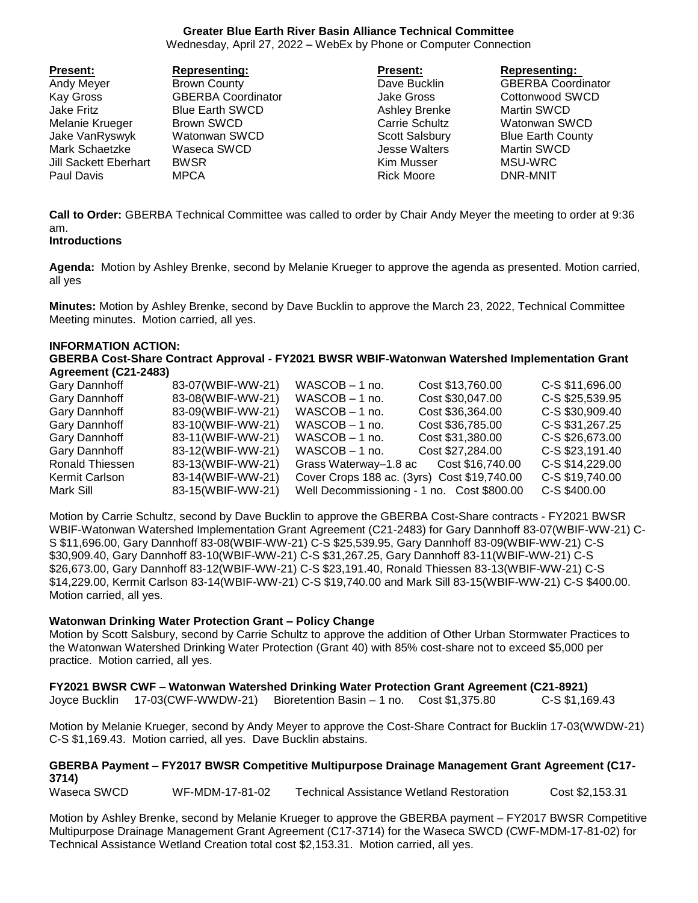**Greater Blue Earth River Basin Alliance Technical Committee**
Wednesday, April 27, 2022 – WebEx by Phone or Computer Connection

| Present: | Representing: | Present: | Representing: |
|---|---|---|---|
| Andy Meyer | Brown County | Dave Bucklin | GBERBA Coordinator |
| Kay Gross | GBERBA Coordinator | Jake Gross | Cottonwood SWCD |
| Jake Fritz | Blue Earth SWCD | Ashley Brenke | Martin SWCD |
| Melanie Krueger | Brown SWCD | Carrie Schultz | Watonwan SWCD |
| Jake VanRyswyk | Watonwan SWCD | Scott Salsbury | Blue Earth County |
| Mark Schaetzke | Waseca SWCD | Jesse Walters | Martin SWCD |
| Jill Sackett Eberhart | BWSR | Kim Musser | MSU-WRC |
| Paul Davis | MPCA | Rick Moore | DNR-MNIT |

**Call to Order:** GBERBA Technical Committee was called to order by Chair Andy Meyer the meeting to order at 9:36 am.

**Introductions**

**Agenda:** Motion by Ashley Brenke, second by Melanie Krueger to approve the agenda as presented. Motion carried, all yes

**Minutes:** Motion by Ashley Brenke, second by Dave Bucklin to approve the March 23, 2022, Technical Committee Meeting minutes. Motion carried, all yes.

**INFORMATION ACTION:**

**GBERBA Cost-Share Contract Approval - FY2021 BWSR WBIF-Watonwan Watershed Implementation Grant Agreement (C21-2483)**

| | | | | |
|---|---|---|---|---|
| Gary Dannhoff | 83-07(WBIF-WW-21) | WASCOB – 1 no. | Cost $13,760.00 | C-S $11,696.00 |
| Gary Dannhoff | 83-08(WBIF-WW-21) | WASCOB – 1 no. | Cost $30,047.00 | C-S $25,539.95 |
| Gary Dannhoff | 83-09(WBIF-WW-21) | WASCOB – 1 no. | Cost $36,364.00 | C-S $30,909.40 |
| Gary Dannhoff | 83-10(WBIF-WW-21) | WASCOB – 1 no. | Cost $36,785.00 | C-S $31,267.25 |
| Gary Dannhoff | 83-11(WBIF-WW-21) | WASCOB – 1 no. | Cost $31,380.00 | C-S $26,673.00 |
| Gary Dannhoff | 83-12(WBIF-WW-21) | WASCOB – 1 no. | Cost $27,284.00 | C-S $23,191.40 |
| Ronald Thiessen | 83-13(WBIF-WW-21) | Grass Waterway–1.8 ac | Cost $16,740.00 | C-S $14,229.00 |
| Kermit Carlson | 83-14(WBIF-WW-21) | Cover Crops 188 ac. (3yrs) | Cost $19,740.00 | C-S $19,740.00 |
| Mark Sill | 83-15(WBIF-WW-21) | Well Decommissioning - 1 no. | Cost $800.00 | C-S $400.00 |

Motion by Carrie Schultz, second by Dave Bucklin to approve the GBERBA Cost-Share contracts - FY2021 BWSR WBIF-Watonwan Watershed Implementation Grant Agreement (C21-2483) for Gary Dannhoff 83-07(WBIF-WW-21) C-S $11,696.00, Gary Dannhoff 83-08(WBIF-WW-21) C-S $25,539.95, Gary Dannhoff 83-09(WBIF-WW-21) C-S $30,909.40, Gary Dannhoff 83-10(WBIF-WW-21) C-S $31,267.25, Gary Dannhoff 83-11(WBIF-WW-21) C-S $26,673.00, Gary Dannhoff 83-12(WBIF-WW-21) C-S $23,191.40, Ronald Thiessen 83-13(WBIF-WW-21) C-S $14,229.00, Kermit Carlson 83-14(WBIF-WW-21) C-S $19,740.00 and Mark Sill 83-15(WBIF-WW-21) C-S $400.00. Motion carried, all yes.

**Watonwan Drinking Water Protection Grant – Policy Change**

Motion by Scott Salsbury, second by Carrie Schultz to approve the addition of Other Urban Stormwater Practices to the Watonwan Watershed Drinking Water Protection (Grant 40) with 85% cost-share not to exceed $5,000 per practice. Motion carried, all yes.

**FY2021 BWSR CWF – Watonwan Watershed Drinking Water Protection Grant Agreement (C21-8921)**

| | | | | |
|---|---|---|---|---|
| Joyce Bucklin | 17-03(CWF-WWDW-21) | Bioretention Basin – 1 no. | Cost $1,375.80 | C-S $1,169.43 |

Motion by Melanie Krueger, second by Andy Meyer to approve the Cost-Share Contract for Bucklin 17-03(WWDW-21) C-S $1,169.43. Motion carried, all yes. Dave Bucklin abstains.

**GBERBA Payment – FY2017 BWSR Competitive Multipurpose Drainage Management Grant Agreement (C17-3714)**

| | | | |
|---|---|---|---|
| Waseca SWCD | WF-MDM-17-81-02 | Technical Assistance Wetland Restoration | Cost $2,153.31 |

Motion by Ashley Brenke, second by Melanie Krueger to approve the GBERBA payment – FY2017 BWSR Competitive Multipurpose Drainage Management Grant Agreement (C17-3714) for the Waseca SWCD (CWF-MDM-17-81-02) for Technical Assistance Wetland Creation total cost $2,153.31. Motion carried, all yes.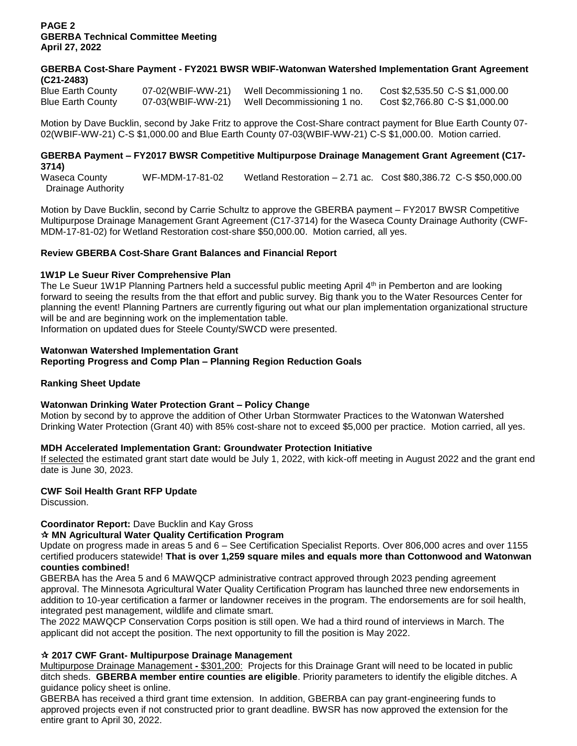**GBERBA Cost-Share Payment - FY2021 BWSR WBIF-Watonwan Watershed Implementation Grant Agreement (C21-2483)**

| | | | |
|---|---|---|---|
| Blue Earth County | 07-02(WBIF-WW-21) | Well Decommissioning 1 no. | Cost $2,535.50 C-S $1,000.00 |
| Blue Earth County | 07-03(WBIF-WW-21) | Well Decommissioning 1 no. | Cost $2,766.80 C-S $1,000.00 |

Motion by Dave Bucklin, second by Jake Fritz to approve the Cost-Share contract payment for Blue Earth County 07-02(WBIF-WW-21) C-S $1,000.00 and Blue Earth County 07-03(WBIF-WW-21) C-S $1,000.00. Motion carried.

**GBERBA Payment – FY2017 BWSR Competitive Multipurpose Drainage Management Grant Agreement (C17-3714)**

| | | | |
|---|---|---|---|
| Waseca County Drainage Authority | WF-MDM-17-81-02 | Wetland Restoration – 2.71 ac. | Cost $80,386.72 C-S $50,000.00 |

Motion by Dave Bucklin, second by Carrie Schultz to approve the GBERBA payment – FY2017 BWSR Competitive Multipurpose Drainage Management Grant Agreement (C17-3714) for the Waseca County Drainage Authority (CWF-MDM-17-81-02) for Wetland Restoration cost-share $50,000.00. Motion carried, all yes.

**Review GBERBA Cost-Share Grant Balances and Financial Report**

**1W1P Le Sueur River Comprehensive Plan**

The Le Sueur 1W1P Planning Partners held a successful public meeting April 4th in Pemberton and are looking forward to seeing the results from the that effort and public survey. Big thank you to the Water Resources Center for planning the event! Planning Partners are currently figuring out what our plan implementation organizational structure will be and are beginning work on the implementation table.
Information on updated dues for Steele County/SWCD were presented.

**Watonwan Watershed Implementation Grant**
**Reporting Progress and Comp Plan – Planning Region Reduction Goals**

**Ranking Sheet Update**

**Watonwan Drinking Water Protection Grant – Policy Change**

Motion by second by to approve the addition of Other Urban Stormwater Practices to the Watonwan Watershed Drinking Water Protection (Grant 40) with 85% cost-share not to exceed $5,000 per practice. Motion carried, all yes.

**MDH Accelerated Implementation Grant: Groundwater Protection Initiative**

If selected the estimated grant start date would be July 1, 2022, with kick-off meeting in August 2022 and the grant end date is June 30, 2023.

**CWF Soil Health Grant RFP Update**

Discussion.

**Coordinator Report:** Dave Bucklin and Kay Gross

☆ **MN Agricultural Water Quality Certification Program**

Update on progress made in areas 5 and 6 – See Certification Specialist Reports. Over 806,000 acres and over 1155 certified producers statewide! **That is over 1,259 square miles and equals more than Cottonwood and Watonwan counties combined!**

GBERBA has the Area 5 and 6 MAWQCP administrative contract approved through 2023 pending agreement approval. The Minnesota Agricultural Water Quality Certification Program has launched three new endorsements in addition to 10-year certification a farmer or landowner receives in the program. The endorsements are for soil health, integrated pest management, wildlife and climate smart.

The 2022 MAWQCP Conservation Corps position is still open. We had a third round of interviews in March. The applicant did not accept the position. The next opportunity to fill the position is May 2022.

☆ **2017 CWF Grant- Multipurpose Drainage Management**

Multipurpose Drainage Management - $301,200: Projects for this Drainage Grant will need to be located in public ditch sheds. **GBERBA member entire counties are eligible**. Priority parameters to identify the eligible ditches. A guidance policy sheet is online.

GBERBA has received a third grant time extension. In addition, GBERBA can pay grant-engineering funds to approved projects even if not constructed prior to grant deadline. BWSR has now approved the extension for the entire grant to April 30, 2022.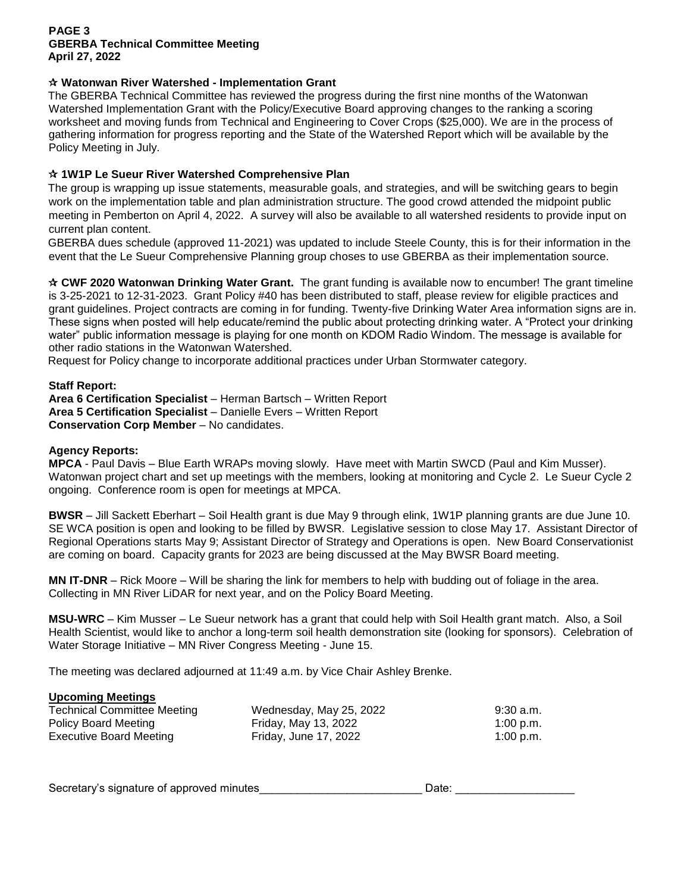### ✫ Watonwan River Watershed - Implementation Grant

The GBERBA Technical Committee has reviewed the progress during the first nine months of the Watonwan Watershed Implementation Grant with the Policy/Executive Board approving changes to the ranking a scoring worksheet and moving funds from Technical and Engineering to Cover Crops ($25,000). We are in the process of gathering information for progress reporting and the State of the Watershed Report which will be available by the Policy Meeting in July.

### ✫ 1W1P Le Sueur River Watershed Comprehensive Plan

The group is wrapping up issue statements, measurable goals, and strategies, and will be switching gears to begin work on the implementation table and plan administration structure. The good crowd attended the midpoint public meeting in Pemberton on April 4, 2022. A survey will also be available to all watershed residents to provide input on current plan content.

GBERBA dues schedule (approved 11-2021) was updated to include Steele County, this is for their information in the event that the Le Sueur Comprehensive Planning group choses to use GBERBA as their implementation source.

**✫ CWF 2020 Watonwan Drinking Water Grant.** The grant funding is available now to encumber! The grant timeline is 3-25-2021 to 12-31-2023. Grant Policy #40 has been distributed to staff, please review for eligible practices and grant guidelines. Project contracts are coming in for funding. Twenty-five Drinking Water Area information signs are in. These signs when posted will help educate/remind the public about protecting drinking water. A "Protect your drinking water" public information message is playing for one month on KDOM Radio Windom. The message is available for other radio stations in the Watonwan Watershed.

Request for Policy change to incorporate additional practices under Urban Stormwater category.

**Staff Report:**

**Area 6 Certification Specialist** – Herman Bartsch – Written Report
**Area 5 Certification Specialist** – Danielle Evers – Written Report
**Conservation Corp Member** – No candidates.

**Agency Reports:**

**MPCA** - Paul Davis – Blue Earth WRAPs moving slowly. Have meet with Martin SWCD (Paul and Kim Musser). Watonwan project chart and set up meetings with the members, looking at monitoring and Cycle 2. Le Sueur Cycle 2 ongoing. Conference room is open for meetings at MPCA.

**BWSR** – Jill Sackett Eberhart – Soil Health grant is due May 9 through elink, 1W1P planning grants are due June 10. SE WCA position is open and looking to be filled by BWSR. Legislative session to close May 17. Assistant Director of Regional Operations starts May 9; Assistant Director of Strategy and Operations is open. New Board Conservationist are coming on board. Capacity grants for 2023 are being discussed at the May BWSR Board meeting.

**MN IT-DNR** – Rick Moore – Will be sharing the link for members to help with budding out of foliage in the area. Collecting in MN River LiDAR for next year, and on the Policy Board Meeting.

**MSU-WRC** – Kim Musser – Le Sueur network has a grant that could help with Soil Health grant match. Also, a Soil Health Scientist, would like to anchor a long-term soil health demonstration site (looking for sponsors). Celebration of Water Storage Initiative – MN River Congress Meeting - June 15.

The meeting was declared adjourned at 11:49 a.m. by Vice Chair Ashley Brenke.

**Upcoming Meetings**

| | | |
|---|---|---|
| Technical Committee Meeting | Wednesday, May 25, 2022 | 9:30 a.m. |
| Policy Board Meeting | Friday, May 13, 2022 | 1:00 p.m. |
| Executive Board Meeting | Friday, June 17, 2022 | 1:00 p.m. |

Secretary's signature of approved minutes\_\_\_\_\_\_\_\_\_\_\_\_\_\_\_\_\_\_\_\_\_\_\_\_\_\_ Date: \_\_\_\_\_\_\_\_\_\_\_\_\_\_\_\_\_\_\_